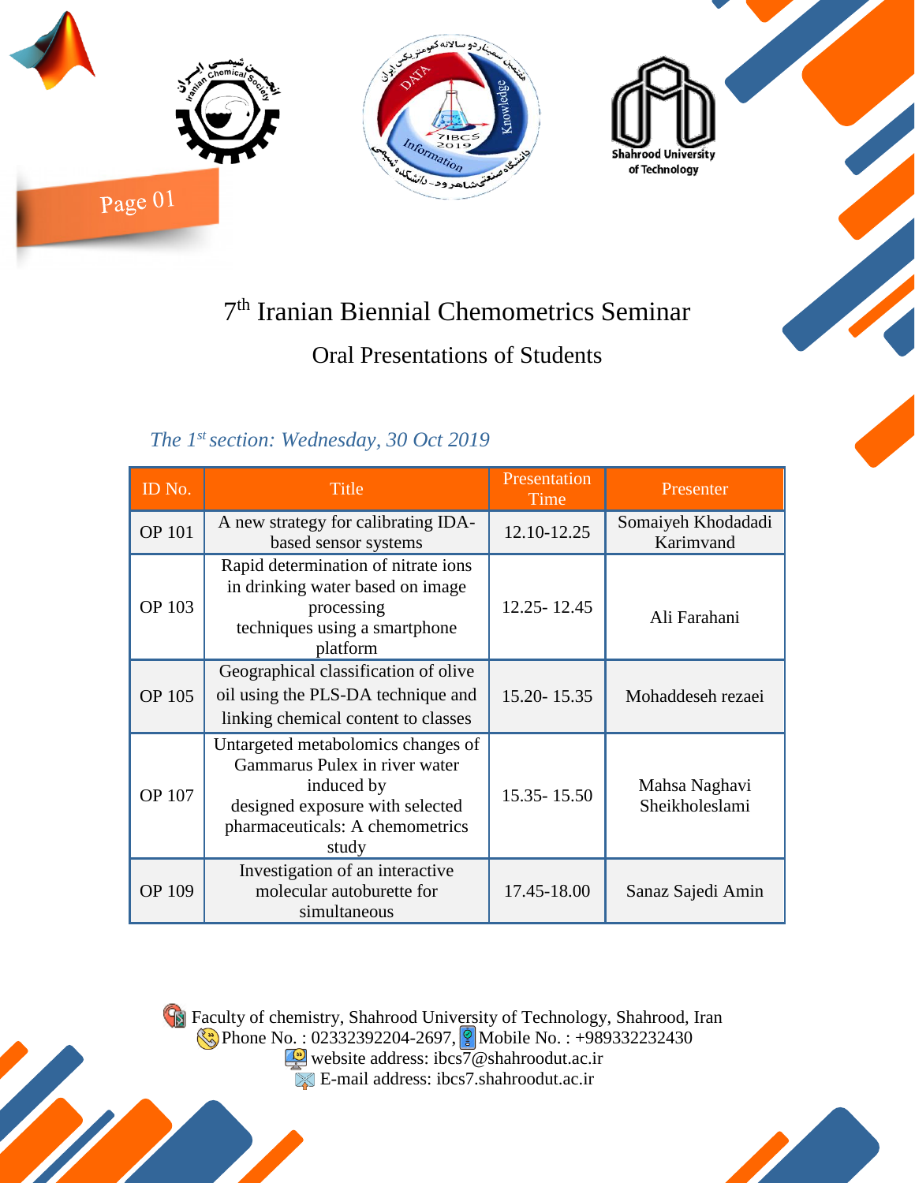Page 01

# 7th Iranian Biennial Chemometrics Seminar

## Oral Presentations of Students

*The 1st section: Wednesday, 30 Oct 2019*

| ID No. | Title | Presentation Time | Presenter |
|---|---|---|---|
| OP 101 | A new strategy for calibrating IDA-based sensor systems | 12.10-12.25 | Somaiyeh Khodadadi Karimvand |
| OP 103 | Rapid determination of nitrate ions in drinking water based on image processing techniques using a smartphone platform | 12.25- 12.45 | Ali Farahani |
| OP 105 | Geographical classification of olive oil using the PLS-DA technique and linking chemical content to classes | 15.20- 15.35 | Mohaddeseh rezaei |
| OP 107 | Untargeted metabolomics changes of Gammarus Pulex in river water induced by designed exposure with selected pharmaceuticals: A chemometrics study | 15.35- 15.50 | Mahsa Naghavi Sheikholeslami |
| OP 109 | Investigation of an interactive molecular autoburette for simultaneous | 17.45-18.00 | Sanaz Sajedi Amin |

Faculty of chemistry, Shahrood University of Technology, Shahrood, Iran
Phone No. : 02332392204-2697, Mobile No. : +989332232430
website address: ibcs7@shahroodut.ac.ir
E-mail address: ibcs7.shahroodut.ac.ir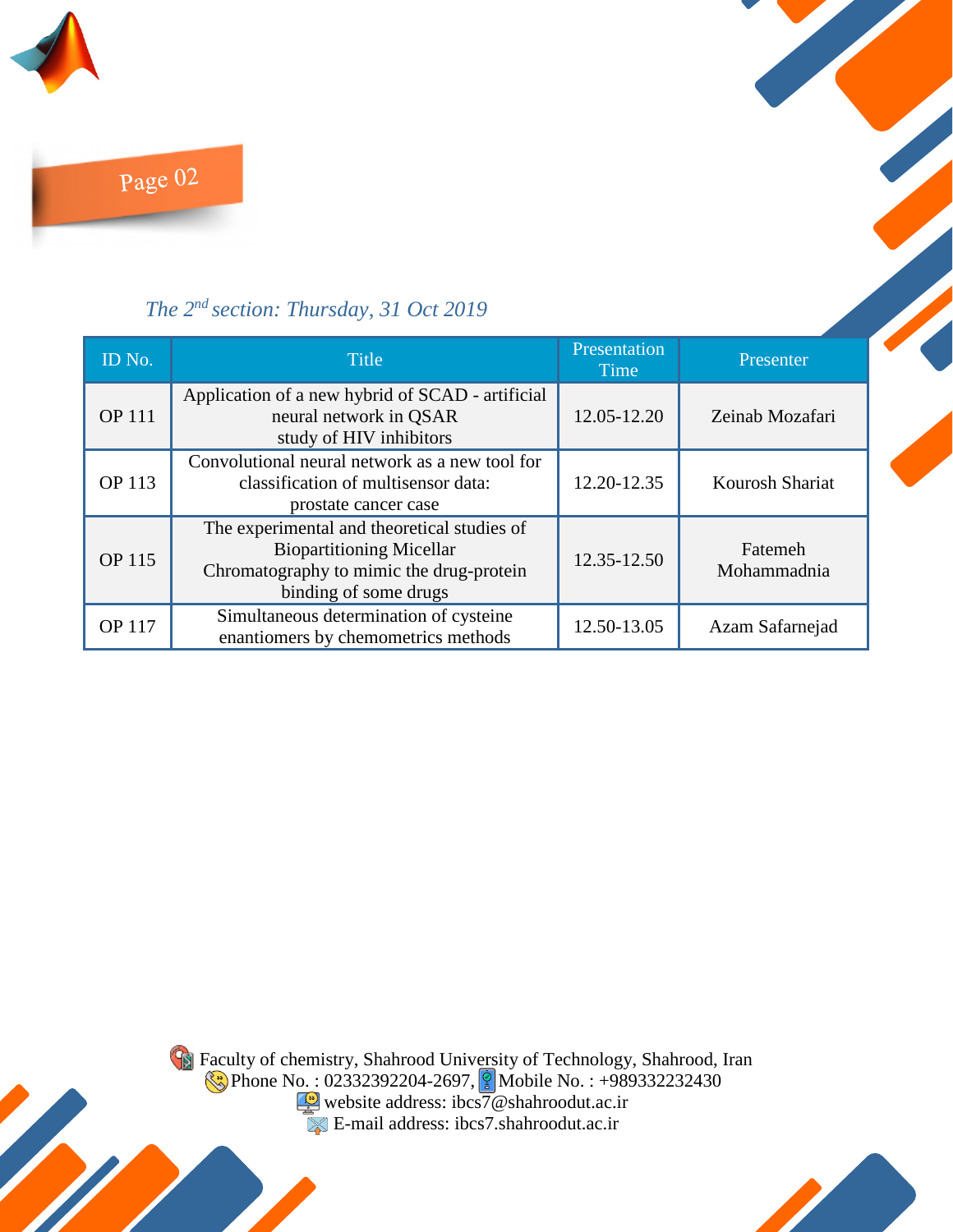Page 02

*The 2nd section: Thursday, 31 Oct 2019*

| ID No. | Title | Presentation Time | Presenter |
|---|---|---|---|
| OP 111 | Application of a new hybrid of SCAD - artificial neural network in QSAR study of HIV inhibitors | 12.05-12.20 | Zeinab Mozafari |
| OP 113 | Convolutional neural network as a new tool for classification of multisensor data: prostate cancer case | 12.20-12.35 | Kourosh Shariat |
| OP 115 | The experimental and theoretical studies of Biopartitioning Micellar Chromatography to mimic the drug-protein binding of some drugs | 12.35-12.50 | Fatemeh Mohammadnia |
| OP 117 | Simultaneous determination of cysteine enantiomers by chemometrics methods | 12.50-13.05 | Azam Safarnejad |

Faculty of chemistry, Shahrood University of Technology, Shahrood, Iran
Phone No. : 02332392204-2697, Mobile No. : +989332232430
website address: ibcs7@shahroodut.ac.ir
E-mail address: ibcs7.shahroodut.ac.ir